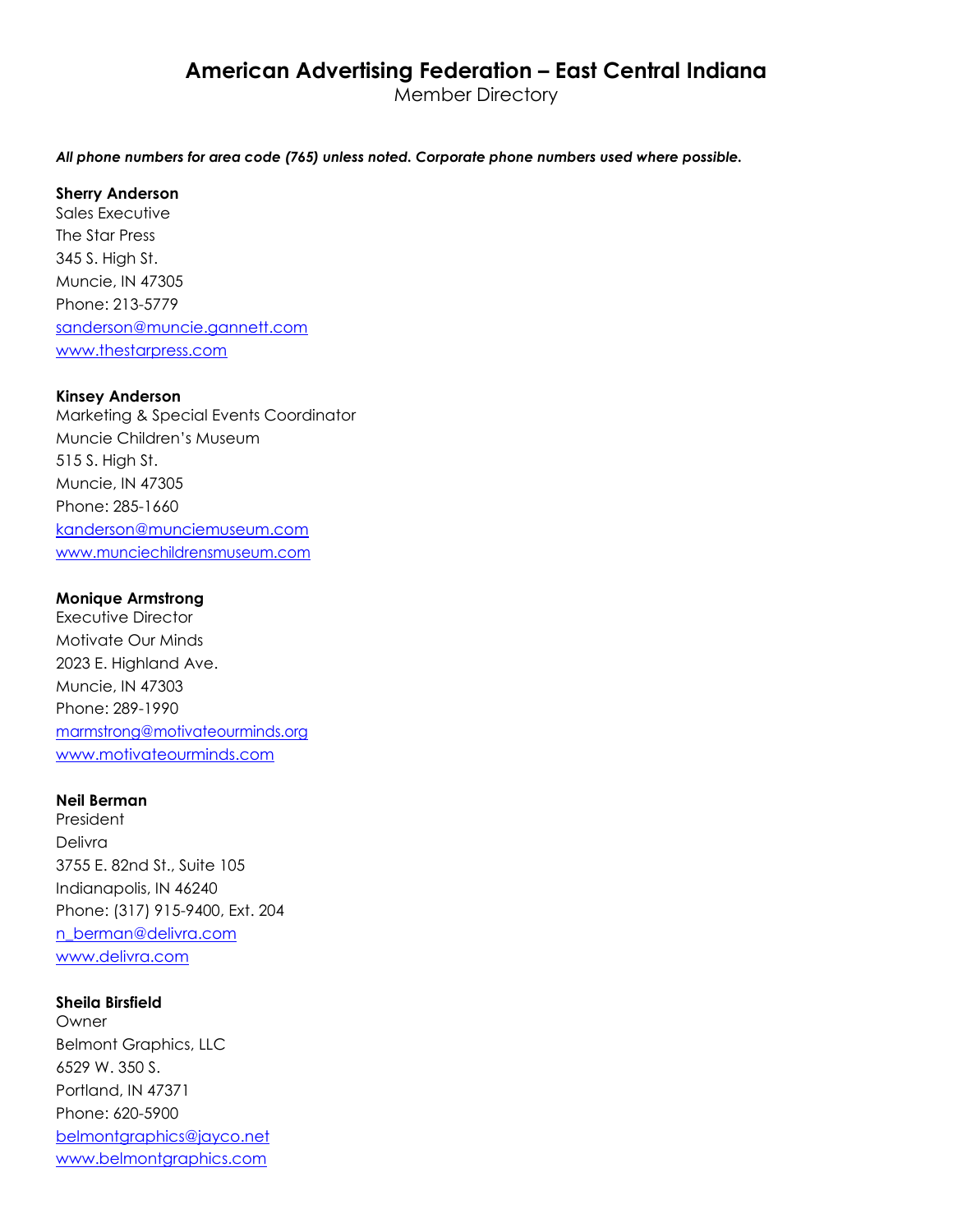# American Advertising Federation – East Central Indiana

Member Directory

***All phone numbers for area code (765) unless noted. Corporate phone numbers used where possible.***

**Sherry Anderson**
Sales Executive
The Star Press
345 S. High St.
Muncie, IN 47305
Phone: 213-5779
sanderson@muncie.gannett.com
www.thestarpress.com

**Kinsey Anderson**
Marketing & Special Events Coordinator
Muncie Children's Museum
515 S. High St.
Muncie, IN 47305
Phone: 285-1660
kanderson@munciemuseum.com
www.munciechildrensmuseum.com

**Monique Armstrong**
Executive Director
Motivate Our Minds
2023 E. Highland Ave.
Muncie, IN 47303
Phone: 289-1990
marmstrong@motivateourminds.org
www.motivateourminds.com

**Neil Berman**
President
Delivra
3755 E. 82nd St., Suite 105
Indianapolis, IN 46240
Phone: (317) 915-9400, Ext. 204
n_berman@delivra.com
www.delivra.com

**Sheila Birsfield**
Owner
Belmont Graphics, LLC
6529 W. 350 S.
Portland, IN 47371
Phone: 620-5900
belmontgraphics@jayco.net
www.belmontgraphics.com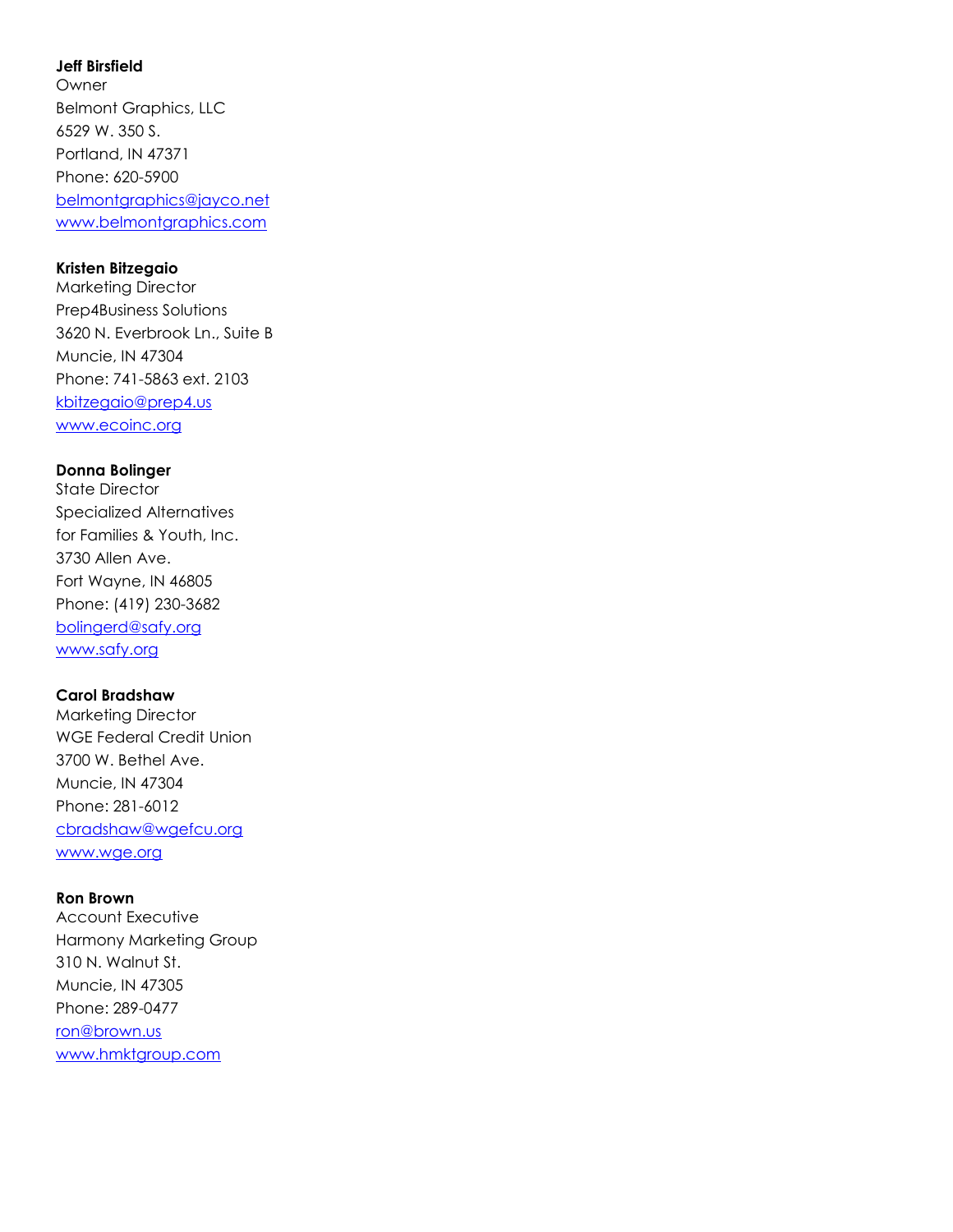**Jeff Birsfield**
Owner
Belmont Graphics, LLC
6529 W. 350 S.
Portland, IN 47371
Phone: 620-5900
belmontgraphics@jayco.net
www.belmontgraphics.com

**Kristen Bitzegaio**
Marketing Director
Prep4Business Solutions
3620 N. Everbrook Ln., Suite B
Muncie, IN 47304
Phone: 741-5863 ext. 2103
kbitzegaio@prep4.us
www.ecoinc.org

**Donna Bolinger**
State Director
Specialized Alternatives
for Families & Youth, Inc.
3730 Allen Ave.
Fort Wayne, IN 46805
Phone: (419) 230-3682
bolingerd@safy.org
www.safy.org

**Carol Bradshaw**
Marketing Director
WGE Federal Credit Union
3700 W. Bethel Ave.
Muncie, IN 47304
Phone: 281-6012
cbradshaw@wgefcu.org
www.wge.org

**Ron Brown**
Account Executive
Harmony Marketing Group
310 N. Walnut St.
Muncie, IN 47305
Phone: 289-0477
ron@brown.us
www.hmktgroup.com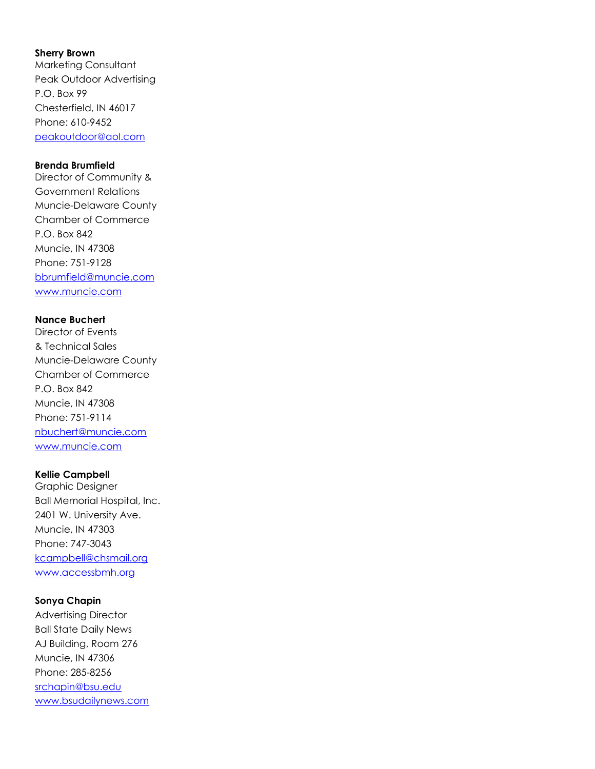**Sherry Brown**
Marketing Consultant
Peak Outdoor Advertising
P.O. Box 99
Chesterfield, IN 46017
Phone: 610-9452
peakoutdoor@aol.com

**Brenda Brumfield**
Director of Community &
Government Relations
Muncie-Delaware County
Chamber of Commerce
P.O. Box 842
Muncie, IN 47308
Phone: 751-9128
bbrumfield@muncie.com
www.muncie.com

**Nance Buchert**
Director of Events
& Technical Sales
Muncie-Delaware County
Chamber of Commerce
P.O. Box 842
Muncie, IN 47308
Phone: 751-9114
nbuchert@muncie.com
www.muncie.com

**Kellie Campbell**
Graphic Designer
Ball Memorial Hospital, Inc.
2401 W. University Ave.
Muncie, IN 47303
Phone: 747-3043
kcampbell@chsmail.org
www.accessbmh.org

**Sonya Chapin**
Advertising Director
Ball State Daily News
AJ Building, Room 276
Muncie, IN 47306
Phone: 285-8256
srchapin@bsu.edu
www.bsudailynews.com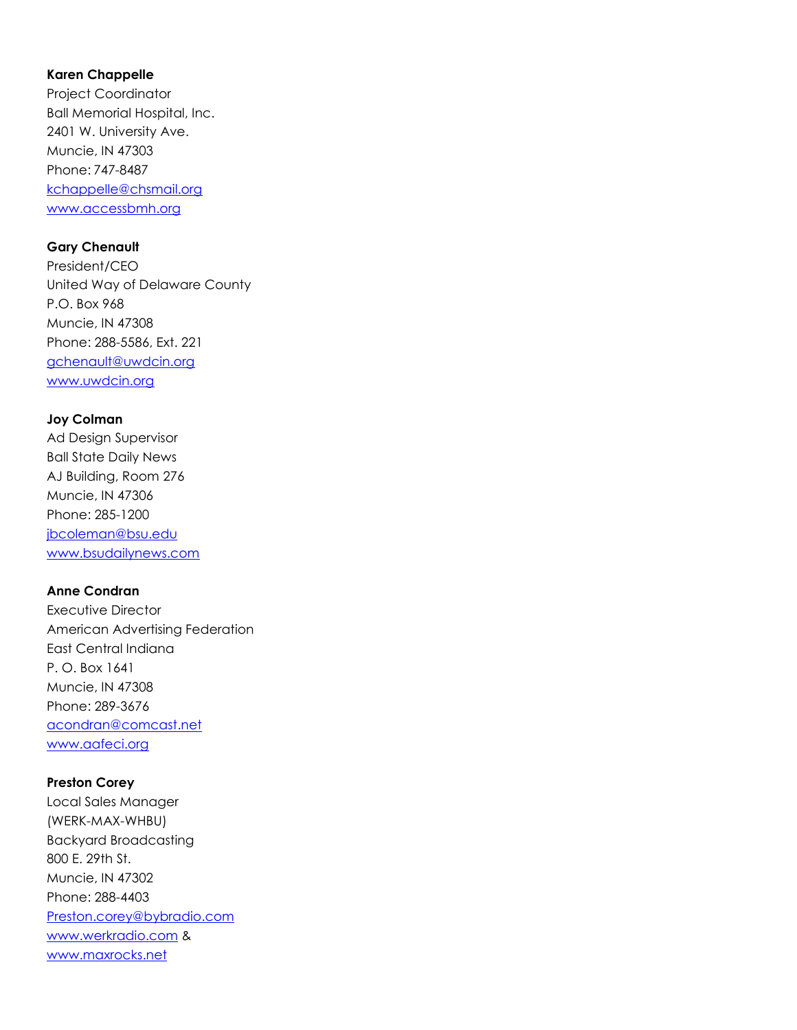**Karen Chappelle**
Project Coordinator
Ball Memorial Hospital, Inc.
2401 W. University Ave.
Muncie, IN 47303
Phone: 747-8487
kchappelle@chsmail.org
www.accessbmh.org

**Gary Chenault**
President/CEO
United Way of Delaware County
P.O. Box 968
Muncie, IN 47308
Phone: 288-5586, Ext. 221
gchenault@uwdcin.org
www.uwdcin.org

**Joy Colman**
Ad Design Supervisor
Ball State Daily News
AJ Building, Room 276
Muncie, IN 47306
Phone: 285-1200
jbcoleman@bsu.edu
www.bsudailynews.com

**Anne Condran**
Executive Director
American Advertising Federation
East Central Indiana
P. O. Box 1641
Muncie, IN 47308
Phone: 289-3676
acondran@comcast.net
www.aafeci.org

**Preston Corey**
Local Sales Manager
(WERK-MAX-WHBU)
Backyard Broadcasting
800 E. 29th St.
Muncie, IN 47302
Phone: 288-4403
Preston.corey@bybradio.com
www.werkradio.com &
www.maxrocks.net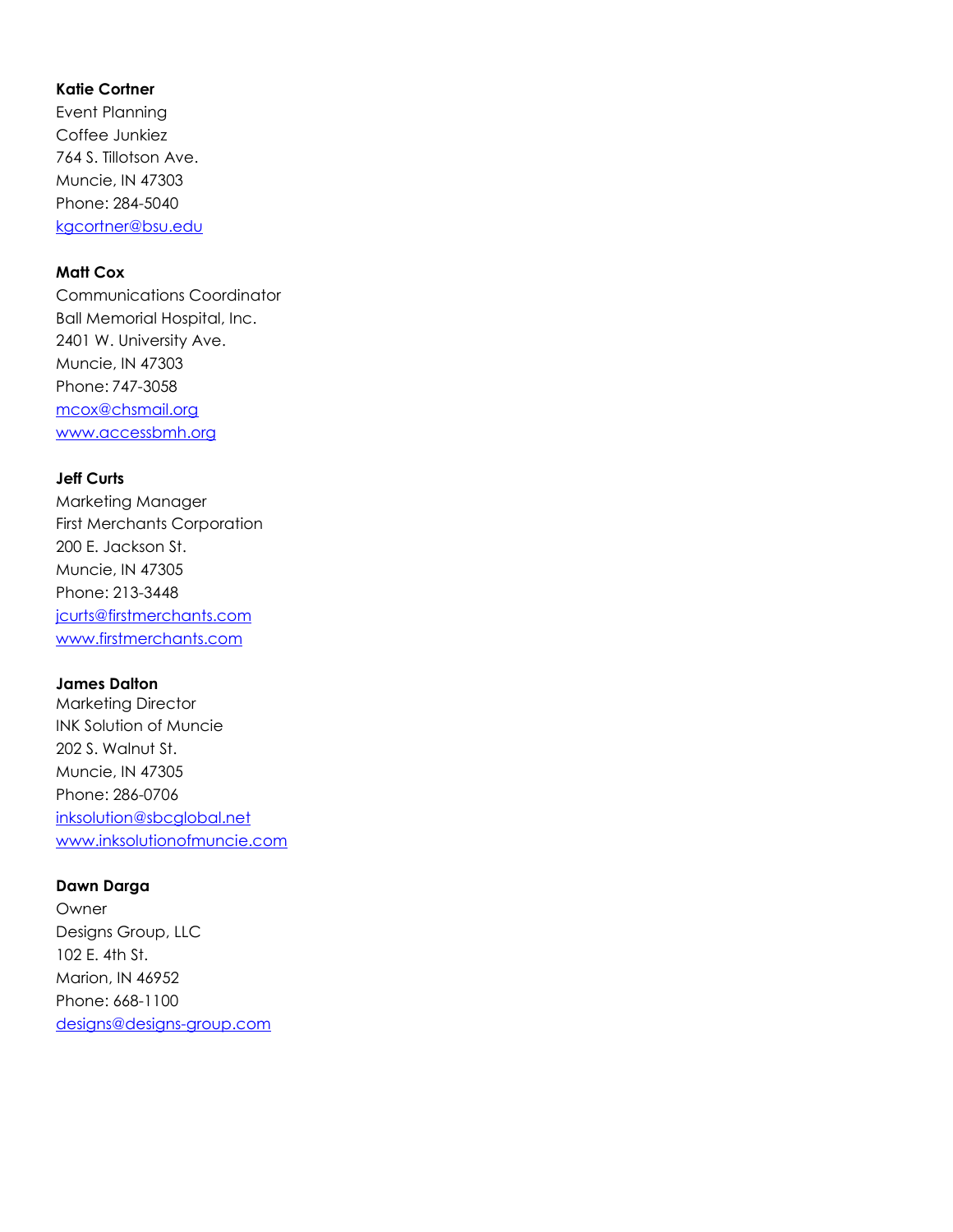**Katie Cortner**
Event Planning
Coffee Junkiez
764 S. Tillotson Ave.
Muncie, IN 47303
Phone: 284-5040
kgcortner@bsu.edu

**Matt Cox**
Communications Coordinator
Ball Memorial Hospital, Inc.
2401 W. University Ave.
Muncie, IN 47303
Phone: 747-3058
mcox@chsmail.org
www.accessbmh.org

**Jeff Curts**
Marketing Manager
First Merchants Corporation
200 E. Jackson St.
Muncie, IN 47305
Phone: 213-3448
jcurts@firstmerchants.com
www.firstmerchants.com

**James Dalton**
Marketing Director
INK Solution of Muncie
202 S. Walnut St.
Muncie, IN 47305
Phone: 286-0706
inksolution@sbcglobal.net
www.inksolutionofmuncie.com

**Dawn Darga**
Owner
Designs Group, LLC
102 E. 4th St.
Marion, IN 46952
Phone: 668-1100
designs@designs-group.com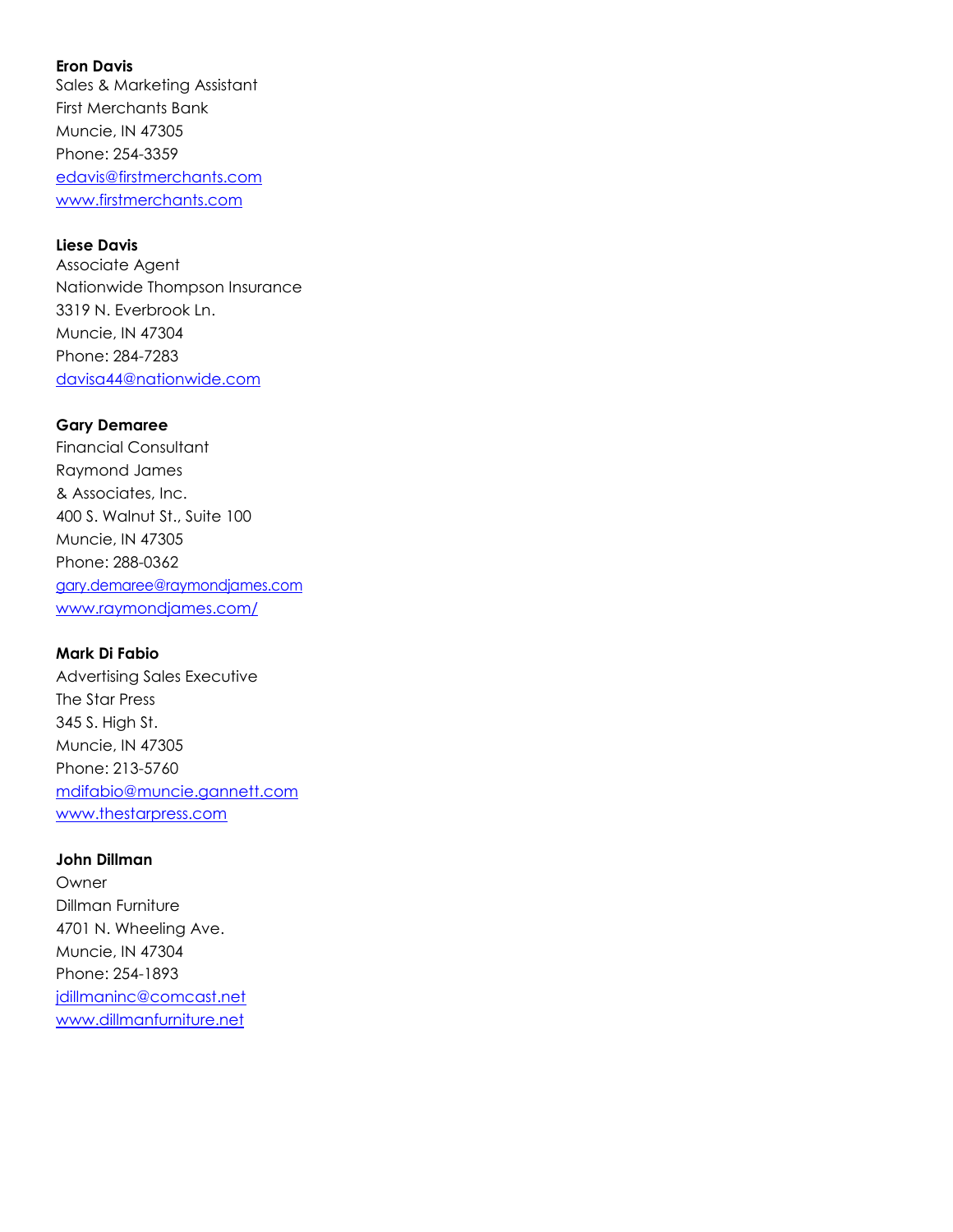**Eron Davis**
Sales & Marketing Assistant
First Merchants Bank
Muncie, IN 47305
Phone: 254-3359
edavis@firstmerchants.com
www.firstmerchants.com

**Liese Davis**
Associate Agent
Nationwide Thompson Insurance
3319 N. Everbrook Ln.
Muncie, IN 47304
Phone: 284-7283
davisa44@nationwide.com

**Gary Demaree**
Financial Consultant
Raymond James
& Associates, Inc.
400 S. Walnut St., Suite 100
Muncie, IN 47305
Phone: 288-0362
gary.demaree@raymondjames.com
www.raymondjames.com/

**Mark Di Fabio**
Advertising Sales Executive
The Star Press
345 S. High St.
Muncie, IN 47305
Phone: 213-5760
mdifabio@muncie.gannett.com
www.thestarpress.com

**John Dillman**
Owner
Dillman Furniture
4701 N. Wheeling Ave.
Muncie, IN 47304
Phone: 254-1893
jdillmaninc@comcast.net
www.dillmanfurniture.net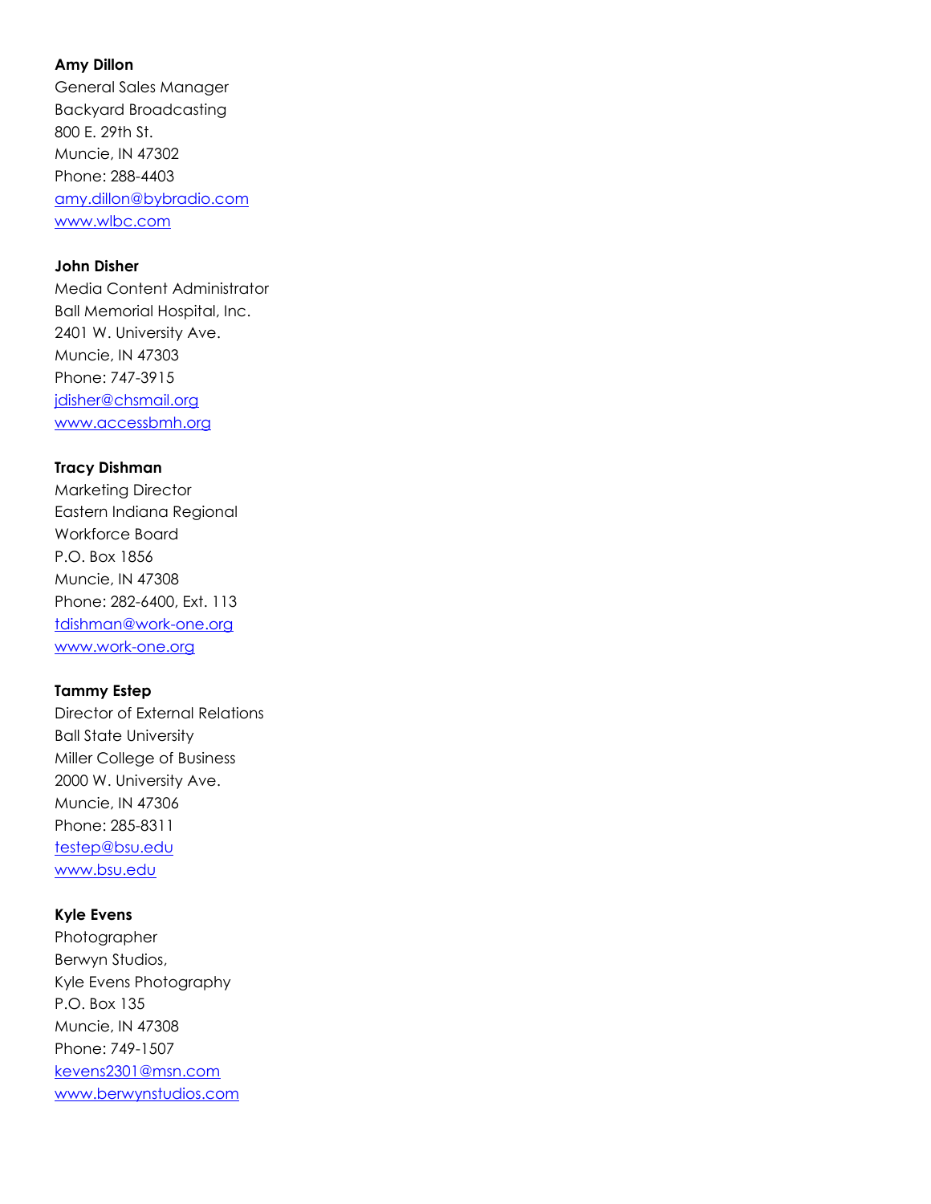**Amy Dillon**
General Sales Manager
Backyard Broadcasting
800 E. 29th St.
Muncie, IN 47302
Phone: 288-4403
amy.dillon@bybradio.com
www.wlbc.com

**John Disher**
Media Content Administrator
Ball Memorial Hospital, Inc.
2401 W. University Ave.
Muncie, IN 47303
Phone: 747-3915
jdisher@chsmail.org
www.accessbmh.org

**Tracy Dishman**
Marketing Director
Eastern Indiana Regional
Workforce Board
P.O. Box 1856
Muncie, IN 47308
Phone: 282-6400, Ext. 113
tdishman@work-one.org
www.work-one.org

**Tammy Estep**
Director of External Relations
Ball State University
Miller College of Business
2000 W. University Ave.
Muncie, IN 47306
Phone: 285-8311
testep@bsu.edu
www.bsu.edu

**Kyle Evens**
Photographer
Berwyn Studios,
Kyle Evens Photography
P.O. Box 135
Muncie, IN 47308
Phone: 749-1507
kevens2301@msn.com
www.berwynstudios.com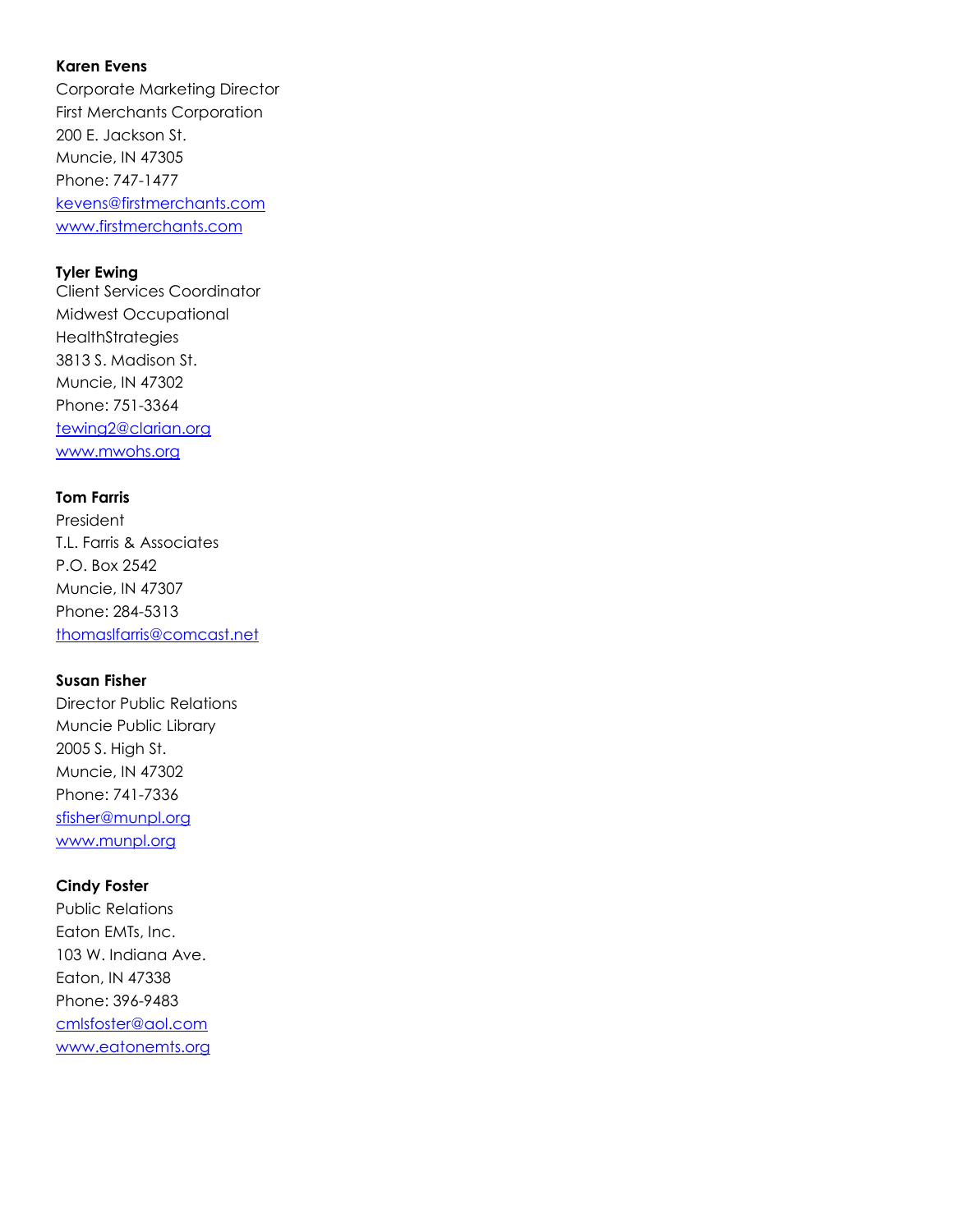**Karen Evens**
Corporate Marketing Director
First Merchants Corporation
200 E. Jackson St.
Muncie, IN 47305
Phone: 747-1477
kevens@firstmerchants.com
www.firstmerchants.com

**Tyler Ewing**
Client Services Coordinator
Midwest Occupational
HealthStrategies
3813 S. Madison St.
Muncie, IN 47302
Phone: 751-3364
tewing2@clarian.org
www.mwohs.org

**Tom Farris**
President
T.L. Farris & Associates
P.O. Box 2542
Muncie, IN 47307
Phone: 284-5313
thomaslfarris@comcast.net

**Susan Fisher**
Director Public Relations
Muncie Public Library
2005 S. High St.
Muncie, IN 47302
Phone: 741-7336
sfisher@munpl.org
www.munpl.org

**Cindy Foster**
Public Relations
Eaton EMTs, Inc.
103 W. Indiana Ave.
Eaton, IN 47338
Phone: 396-9483
cmlsfoster@aol.com
www.eatonemts.org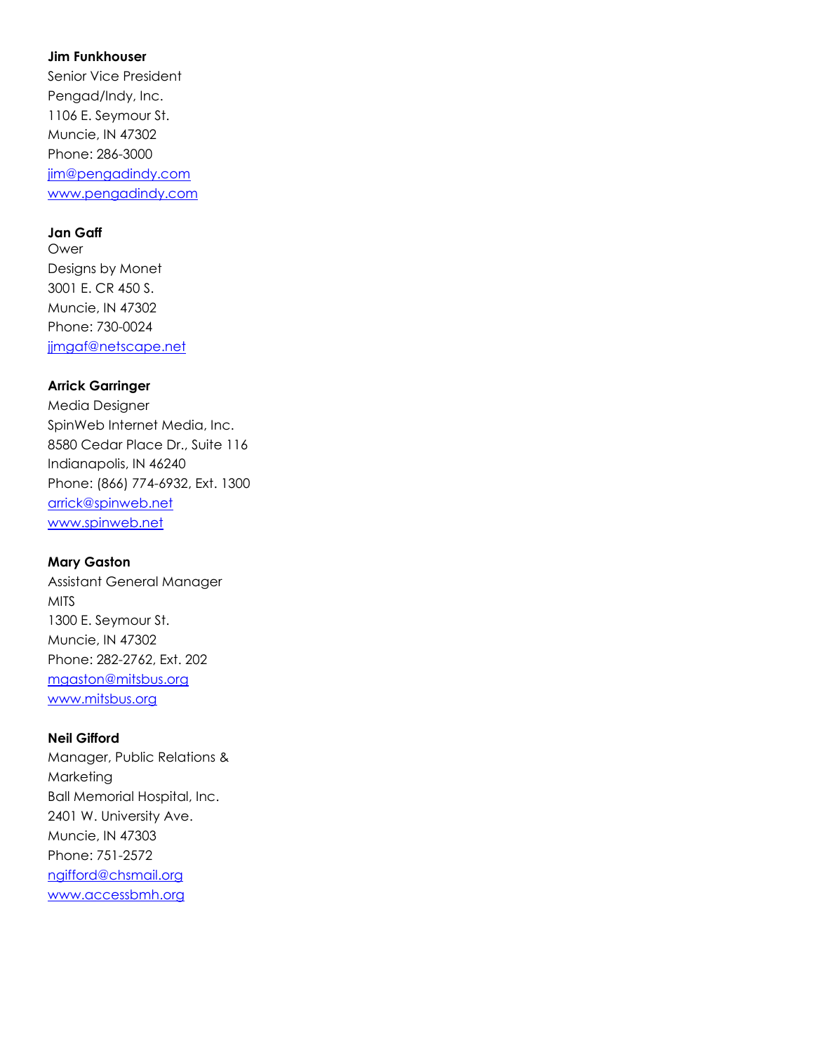**Jim Funkhouser**
Senior Vice President
Pengad/Indy, Inc.
1106 E. Seymour St.
Muncie, IN 47302
Phone: 286-3000
jim@pengadindy.com
www.pengadindy.com

**Jan Gaff**
Ower
Designs by Monet
3001 E. CR 450 S.
Muncie, IN 47302
Phone: 730-0024
jjmgaf@netscape.net

**Arrick Garringer**
Media Designer
SpinWeb Internet Media, Inc.
8580 Cedar Place Dr., Suite 116
Indianapolis, IN 46240
Phone: (866) 774-6932, Ext. 1300
arrick@spinweb.net
www.spinweb.net

**Mary Gaston**
Assistant General Manager
MITS
1300 E. Seymour St.
Muncie, IN 47302
Phone: 282-2762, Ext. 202
mgaston@mitsbus.org
www.mitsbus.org

**Neil Gifford**
Manager, Public Relations & Marketing
Ball Memorial Hospital, Inc.
2401 W. University Ave.
Muncie, IN 47303
Phone: 751-2572
ngifford@chsmail.org
www.accessbmh.org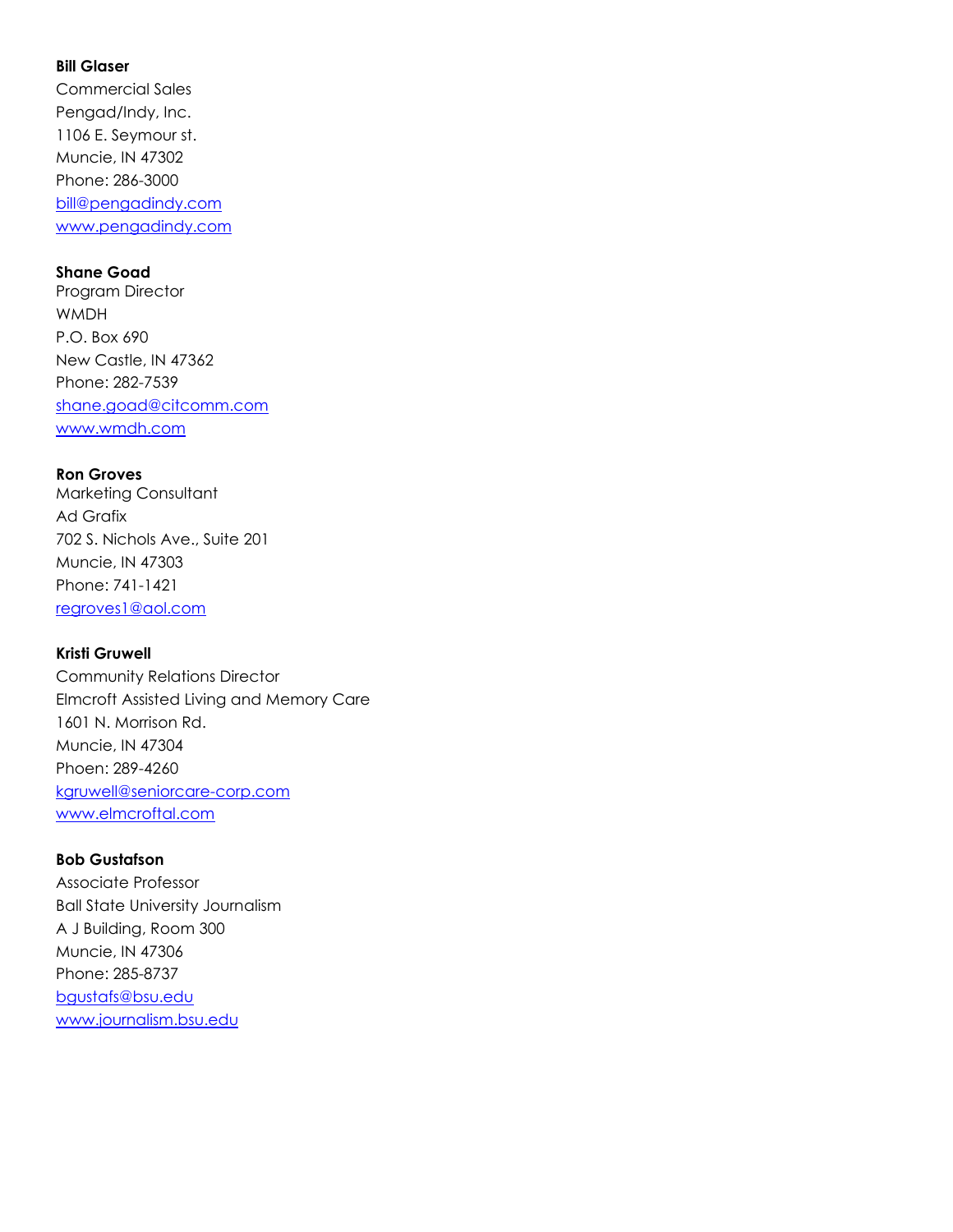**Bill Glaser**
Commercial Sales
Pengad/Indy, Inc.
1106 E. Seymour st.
Muncie, IN 47302
Phone: 286-3000
bill@pengadindy.com
www.pengadindy.com

**Shane Goad**
Program Director
WMDH
P.O. Box 690
New Castle, IN 47362
Phone: 282-7539
shane.goad@citcomm.com
www.wmdh.com

**Ron Groves**
Marketing Consultant
Ad Grafix
702 S. Nichols Ave., Suite 201
Muncie, IN 47303
Phone: 741-1421
regroves1@aol.com

**Kristi Gruwell**
Community Relations Director
Elmcroft Assisted Living and Memory Care
1601 N. Morrison Rd.
Muncie, IN 47304
Phoen: 289-4260
kgruwell@seniorcare-corp.com
www.elmcroftal.com

**Bob Gustafson**
Associate Professor
Ball State University Journalism
A J Building, Room 300
Muncie, IN 47306
Phone: 285-8737
bgustafs@bsu.edu
www.journalism.bsu.edu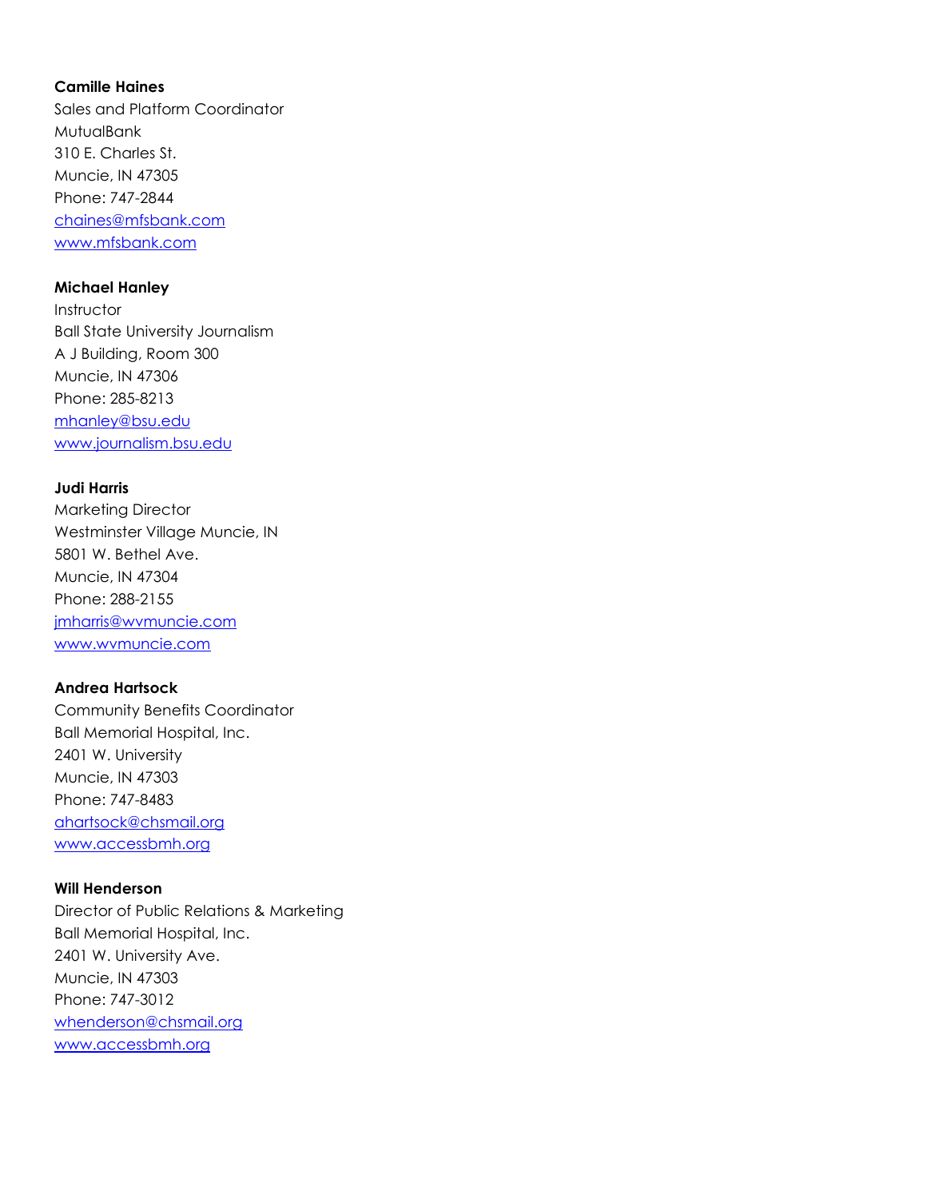**Camille Haines**
Sales and Platform Coordinator
MutualBank
310 E. Charles St.
Muncie, IN 47305
Phone: 747-2844
chaines@mfsbank.com
www.mfsbank.com

**Michael Hanley**
Instructor
Ball State University Journalism
A J Building, Room 300
Muncie, IN 47306
Phone: 285-8213
mhanley@bsu.edu
www.journalism.bsu.edu

**Judi Harris**
Marketing Director
Westminster Village Muncie, IN
5801 W. Bethel Ave.
Muncie, IN 47304
Phone: 288-2155
jmharris@wvmuncie.com
www.wvmuncie.com

**Andrea Hartsock**
Community Benefits Coordinator
Ball Memorial Hospital, Inc.
2401 W. University
Muncie, IN 47303
Phone: 747-8483
ahartsock@chsmail.org
www.accessbmh.org

**Will Henderson**
Director of Public Relations & Marketing
Ball Memorial Hospital, Inc.
2401 W. University Ave.
Muncie, IN 47303
Phone: 747-3012
whenderson@chsmail.org
www.accessbmh.org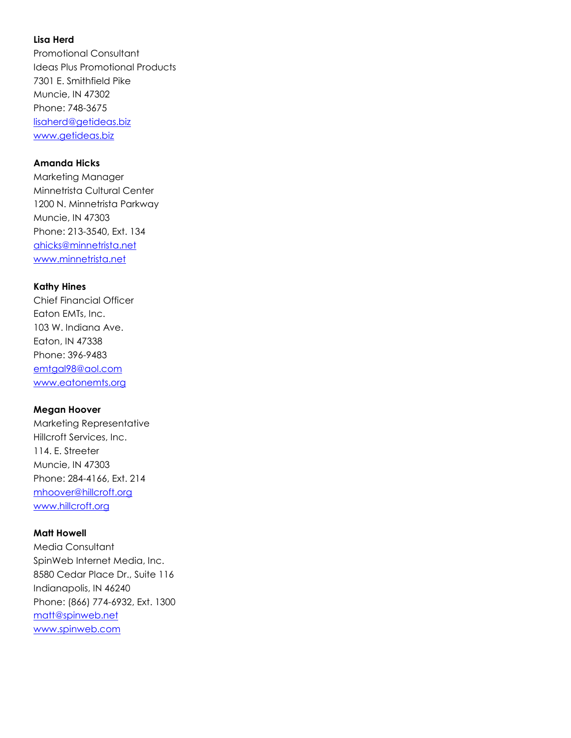**Lisa Herd**
Promotional Consultant
Ideas Plus Promotional Products
7301 E. Smithfield Pike
Muncie, IN 47302
Phone: 748-3675
lisaherd@getideas.biz
www.getideas.biz

**Amanda Hicks**
Marketing Manager
Minnetrista Cultural Center
1200 N. Minnetrista Parkway
Muncie, IN 47303
Phone: 213-3540, Ext. 134
ahicks@minnetrista.net
www.minnetrista.net

**Kathy Hines**
Chief Financial Officer
Eaton EMTs, Inc.
103 W. Indiana Ave.
Eaton, IN 47338
Phone: 396-9483
emtgal98@aol.com
www.eatonemts.org

**Megan Hoover**
Marketing Representative
Hillcroft Services, Inc.
114. E. Streeter
Muncie, IN 47303
Phone: 284-4166, Ext. 214
mhoover@hillcroft.org
www.hillcroft.org

**Matt Howell**
Media Consultant
SpinWeb Internet Media, Inc.
8580 Cedar Place Dr., Suite 116
Indianapolis, IN 46240
Phone: (866) 774-6932, Ext. 1300
matt@spinweb.net
www.spinweb.com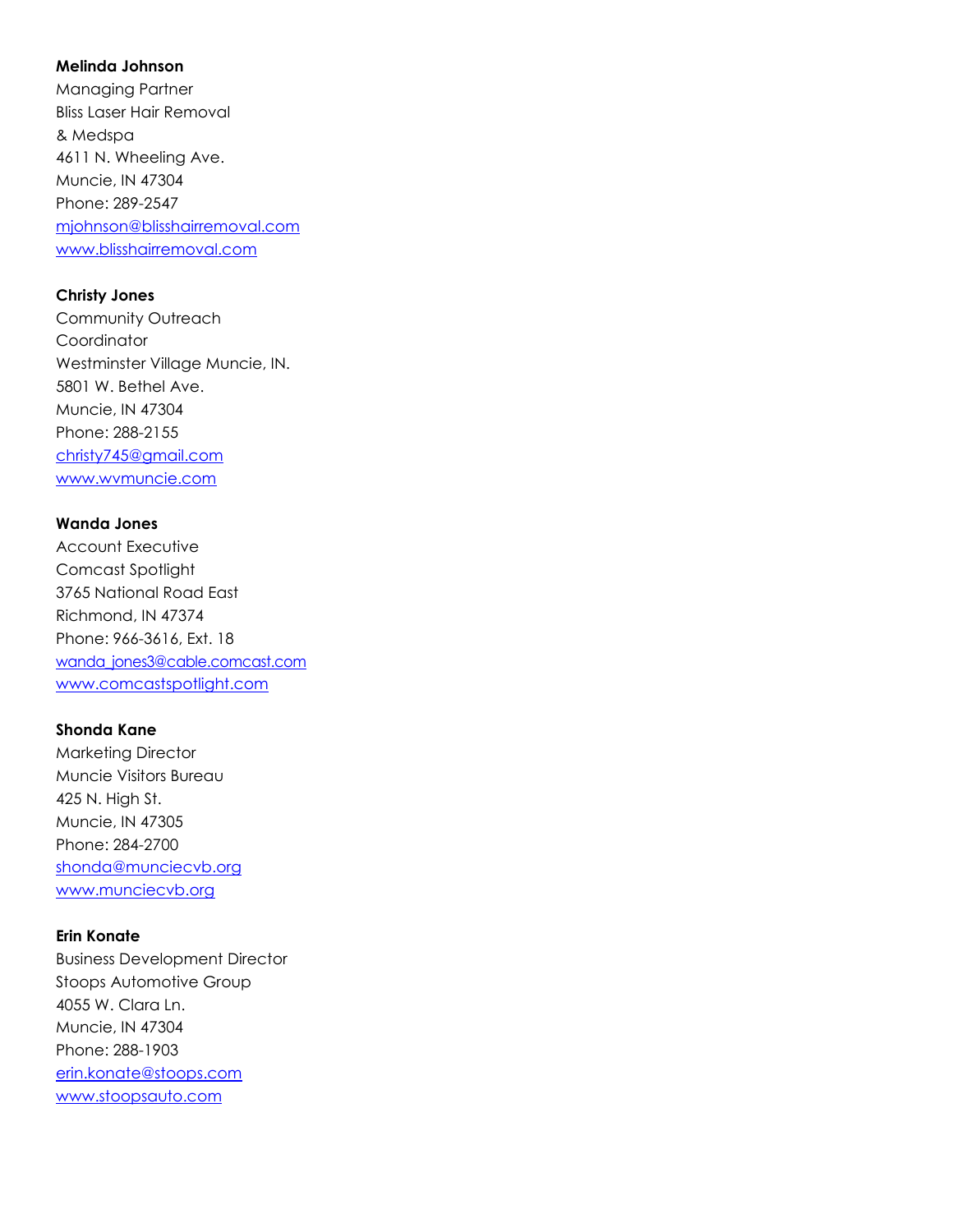**Melinda Johnson**
Managing Partner
Bliss Laser Hair Removal
& Medspa
4611 N. Wheeling Ave.
Muncie, IN 47304
Phone: 289-2547
mjohnson@blisshairremoval.com
www.blisshairremoval.com

**Christy Jones**
Community Outreach
Coordinator
Westminster Village Muncie, IN.
5801 W. Bethel Ave.
Muncie, IN 47304
Phone: 288-2155
christy745@gmail.com
www.wvmuncie.com

**Wanda Jones**
Account Executive
Comcast Spotlight
3765 National Road East
Richmond, IN 47374
Phone: 966-3616, Ext. 18
wanda_jones3@cable.comcast.com
www.comcastspotlight.com

**Shonda Kane**
Marketing Director
Muncie Visitors Bureau
425 N. High St.
Muncie, IN 47305
Phone: 284-2700
shonda@munciecvb.org
www.munciecvb.org

**Erin Konate**
Business Development Director
Stoops Automotive Group
4055 W. Clara Ln.
Muncie, IN 47304
Phone: 288-1903
erin.konate@stoops.com
www.stoopsauto.com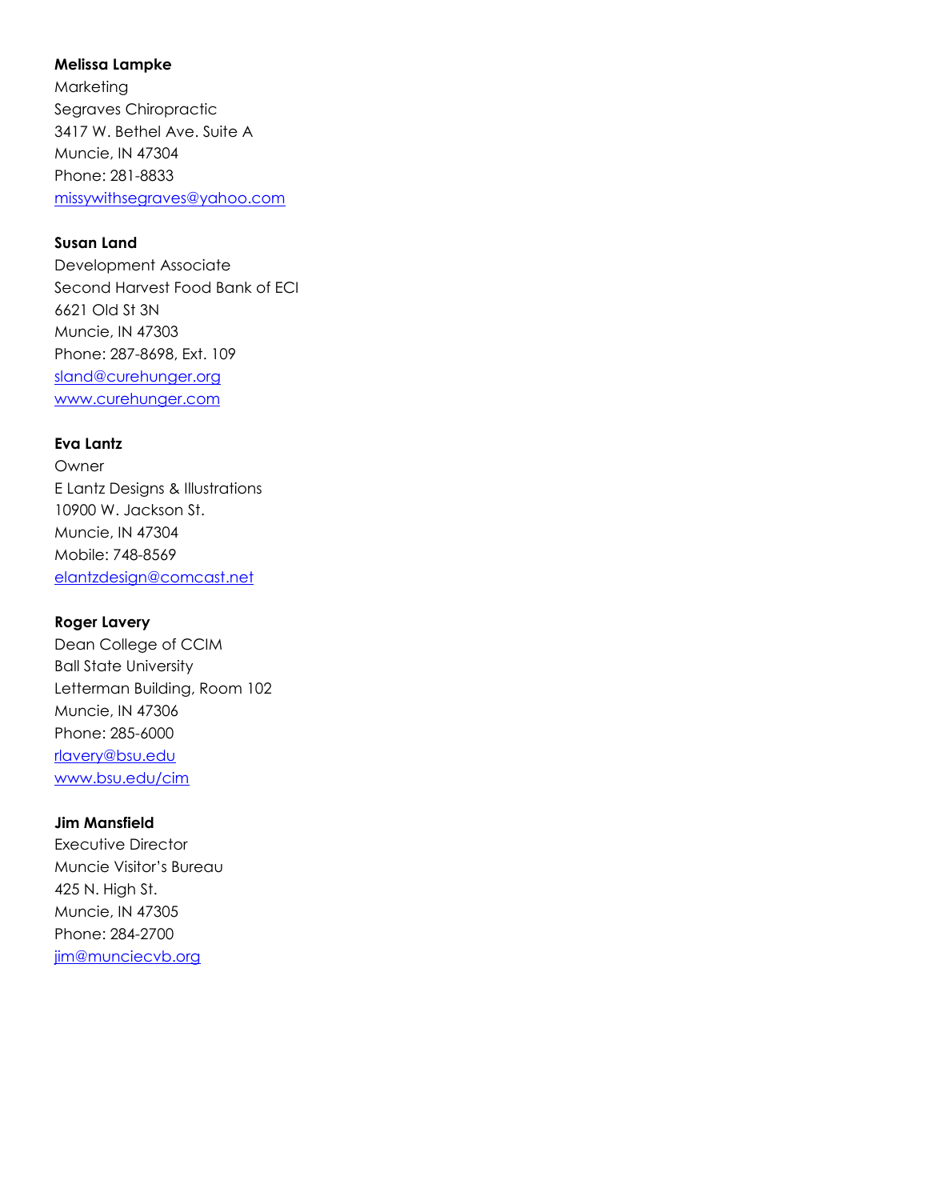**Melissa Lampke**
Marketing
Segraves Chiropractic
3417 W. Bethel Ave. Suite A
Muncie, IN 47304
Phone: 281-8833
missywithsegraves@yahoo.com

**Susan Land**
Development Associate
Second Harvest Food Bank of ECI
6621 Old St 3N
Muncie, IN 47303
Phone: 287-8698, Ext. 109
sland@curehunger.org
www.curehunger.com

**Eva Lantz**
Owner
E Lantz Designs & Illustrations
10900 W. Jackson St.
Muncie, IN 47304
Mobile: 748-8569
elantzdesign@comcast.net

**Roger Lavery**
Dean College of CCIM
Ball State University
Letterman Building, Room 102
Muncie, IN 47306
Phone: 285-6000
rlavery@bsu.edu
www.bsu.edu/cim

**Jim Mansfield**
Executive Director
Muncie Visitor's Bureau
425 N. High St.
Muncie, IN 47305
Phone: 284-2700
jim@munciecvb.org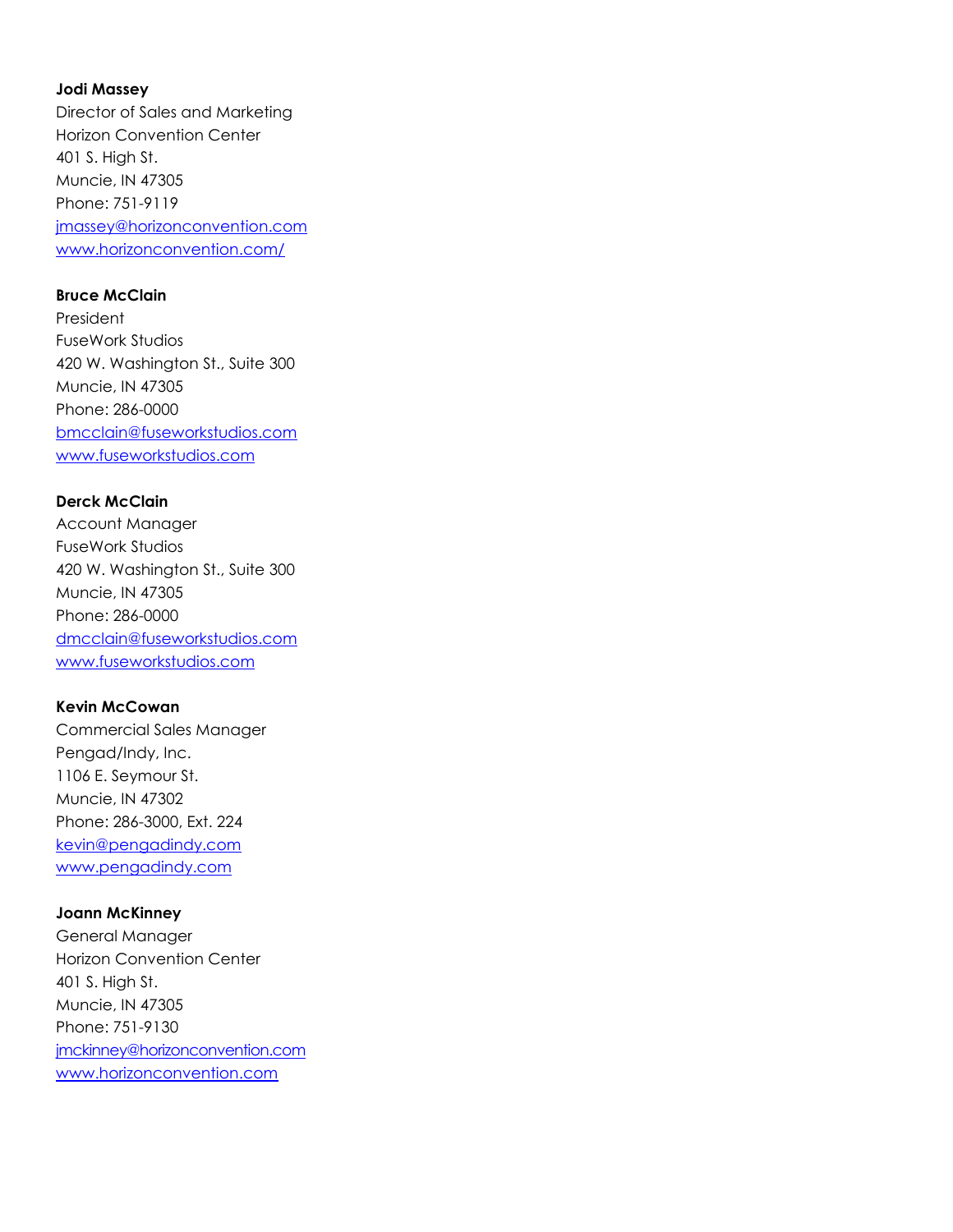**Jodi Massey**
Director of Sales and Marketing
Horizon Convention Center
401 S. High St.
Muncie, IN 47305
Phone: 751-9119
jmassey@horizonconvention.com
www.horizonconvention.com/

**Bruce McClain**
President
FuseWork Studios
420 W. Washington St., Suite 300
Muncie, IN 47305
Phone: 286-0000
bmcclain@fuseworkstudios.com
www.fuseworkstudios.com

**Derck McClain**
Account Manager
FuseWork Studios
420 W. Washington St., Suite 300
Muncie, IN 47305
Phone: 286-0000
dmcclain@fuseworkstudios.com
www.fuseworkstudios.com

**Kevin McCowan**
Commercial Sales Manager
Pengad/Indy, Inc.
1106 E. Seymour St.
Muncie, IN 47302
Phone: 286-3000, Ext. 224
kevin@pengadindy.com
www.pengadindy.com

**Joann McKinney**
General Manager
Horizon Convention Center
401 S. High St.
Muncie, IN 47305
Phone: 751-9130
jmckinney@horizonconvention.com
www.horizonconvention.com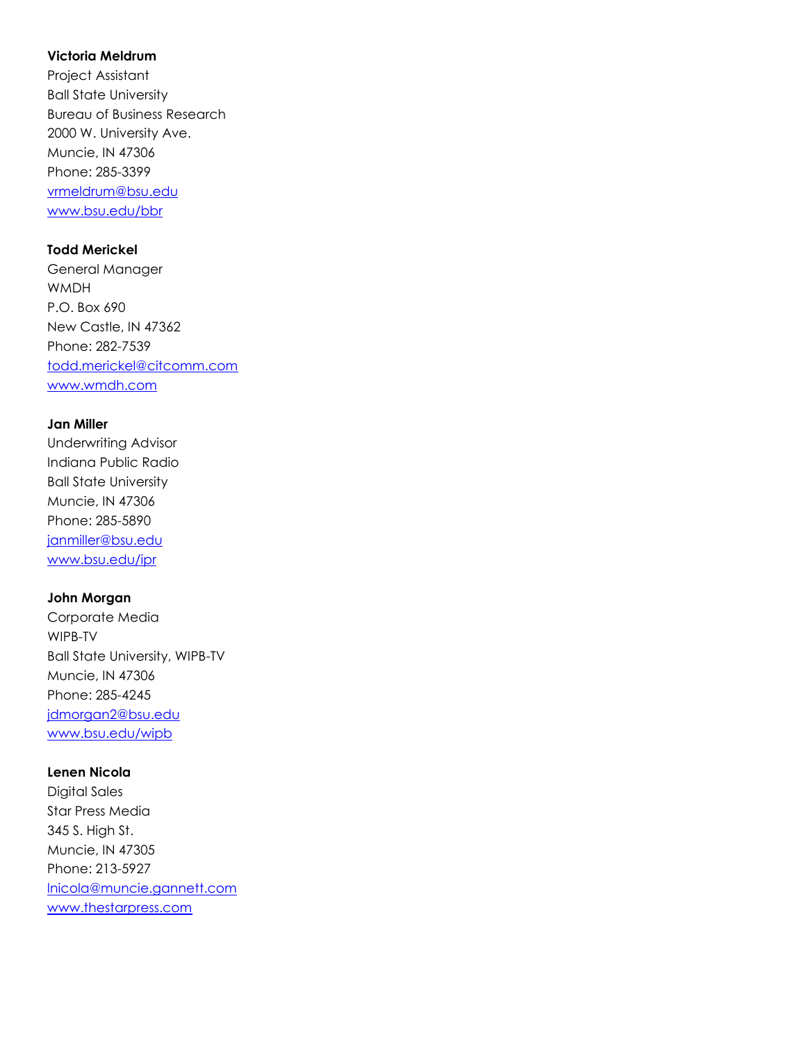**Victoria Meldrum**
Project Assistant
Ball State University
Bureau of Business Research
2000 W. University Ave.
Muncie, IN 47306
Phone: 285-3399
vrmeldrum@bsu.edu
www.bsu.edu/bbr

**Todd Merickel**
General Manager
WMDH
P.O. Box 690
New Castle, IN 47362
Phone: 282-7539
todd.merickel@citcomm.com
www.wmdh.com

**Jan Miller**
Underwriting Advisor
Indiana Public Radio
Ball State University
Muncie, IN 47306
Phone: 285-5890
janmiller@bsu.edu
www.bsu.edu/ipr

**John Morgan**
Corporate Media
WIPB-TV
Ball State University, WIPB-TV
Muncie, IN 47306
Phone: 285-4245
jdmorgan2@bsu.edu
www.bsu.edu/wipb

**Lenen Nicola**
Digital Sales
Star Press Media
345 S. High St.
Muncie, IN 47305
Phone: 213-5927
lnicola@muncie.gannett.com
www.thestarpress.com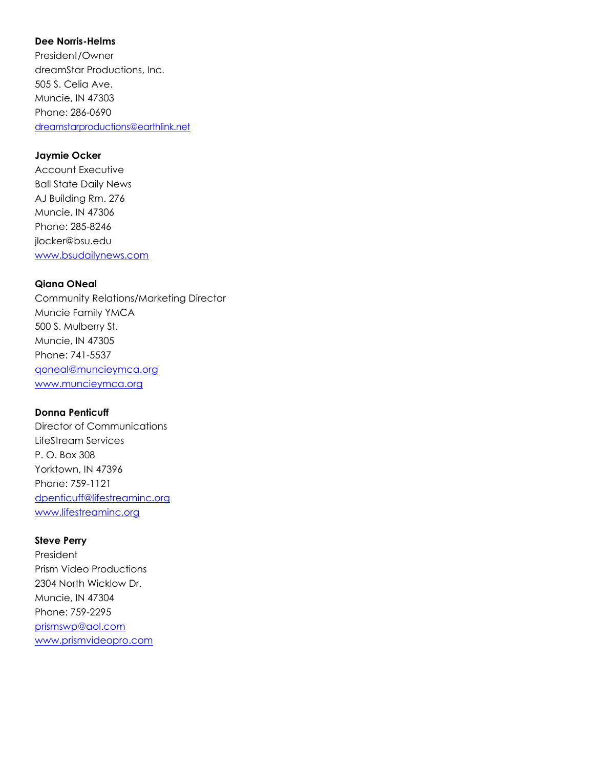**Dee Norris-Helms**
President/Owner
dreamStar Productions, Inc.
505 S. Celia Ave.
Muncie, IN 47303
Phone: 286-0690
dreamstarproductions@earthlink.net

**Jaymie Ocker**
Account Executive
Ball State Daily News
AJ Building Rm. 276
Muncie, IN 47306
Phone: 285-8246
jlocker@bsu.edu
www.bsudailynews.com

**Qiana ONeal**
Community Relations/Marketing Director
Muncie Family YMCA
500 S. Mulberry St.
Muncie, IN 47305
Phone: 741-5537
qoneal@muncieymca.org
www.muncieymca.org

**Donna Penticuff**
Director of Communications
LifeStream Services
P. O. Box 308
Yorktown, IN 47396
Phone: 759-1121
dpenticuff@lifestreaminc.org
www.lifestreaminc.org

**Steve Perry**
President
Prism Video Productions
2304 North Wicklow Dr.
Muncie, IN 47304
Phone: 759-2295
prismswp@aol.com
www.prismvideopro.com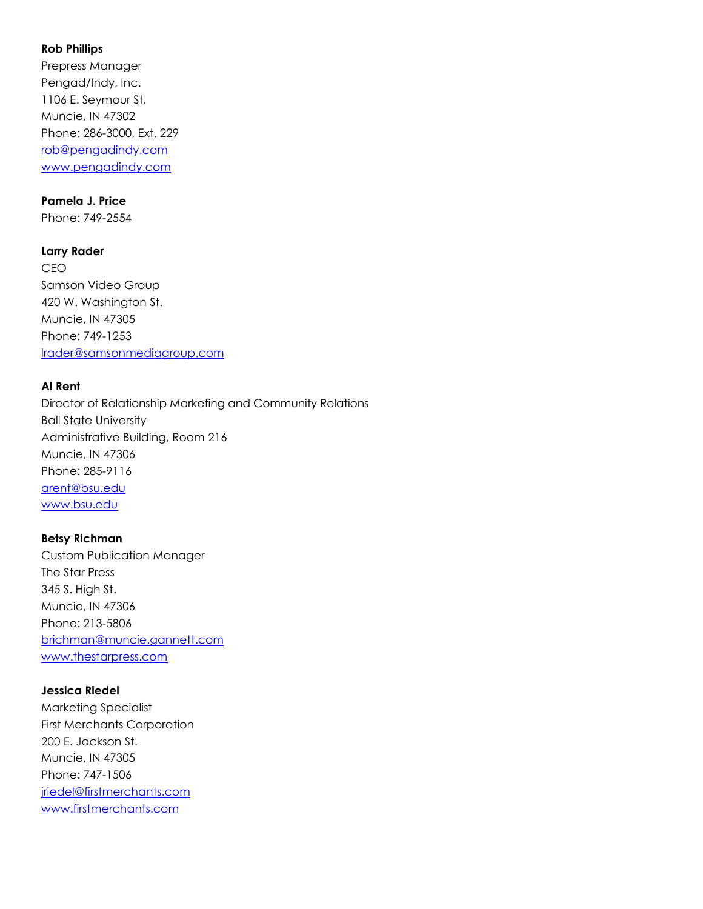**Rob Phillips**
Prepress Manager
Pengad/Indy, Inc.
1106 E. Seymour St.
Muncie, IN 47302
Phone: 286-3000, Ext. 229
rob@pengadindy.com
www.pengadindy.com

**Pamela J. Price**
Phone: 749-2554

**Larry Rader**
CEO
Samson Video Group
420 W. Washington St.
Muncie, IN 47305
Phone: 749-1253
lrader@samsonmediagroup.com

**Al Rent**
Director of Relationship Marketing and Community Relations
Ball State University
Administrative Building, Room 216
Muncie, IN 47306
Phone: 285-9116
arent@bsu.edu
www.bsu.edu

**Betsy Richman**
Custom Publication Manager
The Star Press
345 S. High St.
Muncie, IN 47306
Phone: 213-5806
brichman@muncie.gannett.com
www.thestarpress.com

**Jessica Riedel**
Marketing Specialist
First Merchants Corporation
200 E. Jackson St.
Muncie, IN 47305
Phone: 747-1506
jriedel@firstmerchants.com
www.firstmerchants.com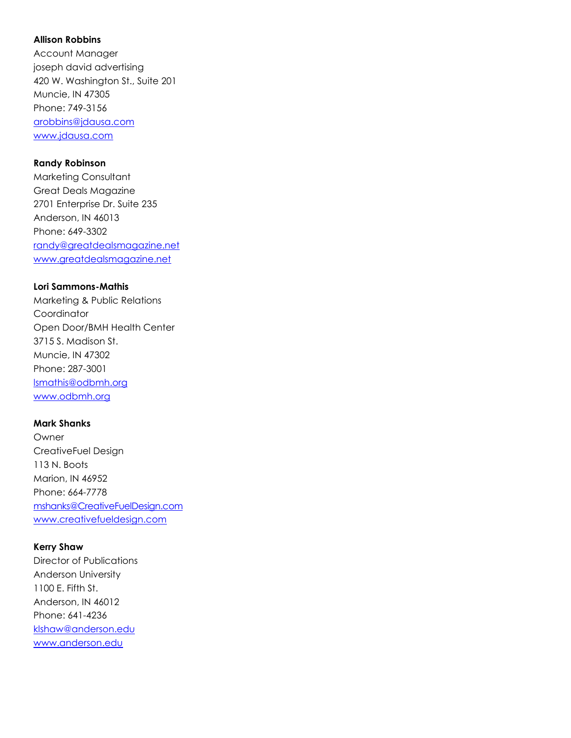**Allison Robbins**
Account Manager
joseph david advertising
420 W. Washington St., Suite 201
Muncie, IN 47305
Phone: 749-3156
arobbins@jdausa.com
www.jdausa.com

**Randy Robinson**
Marketing Consultant
Great Deals Magazine
2701 Enterprise Dr. Suite 235
Anderson, IN 46013
Phone: 649-3302
randy@greatdealsmagazine.net
www.greatdealsmagazine.net

**Lori Sammons-Mathis**
Marketing & Public Relations Coordinator
Open Door/BMH Health Center
3715 S. Madison St.
Muncie, IN 47302
Phone: 287-3001
lsmathis@odbmh.org
www.odbmh.org

**Mark Shanks**
Owner
CreativeFuel Design
113 N. Boots
Marion, IN 46952
Phone: 664-7778
mshanks@CreativeFuelDesign.com
www.creativefueldesign.com

**Kerry Shaw**
Director of Publications
Anderson University
1100 E. Fifth St.
Anderson, IN 46012
Phone: 641-4236
klshaw@anderson.edu
www.anderson.edu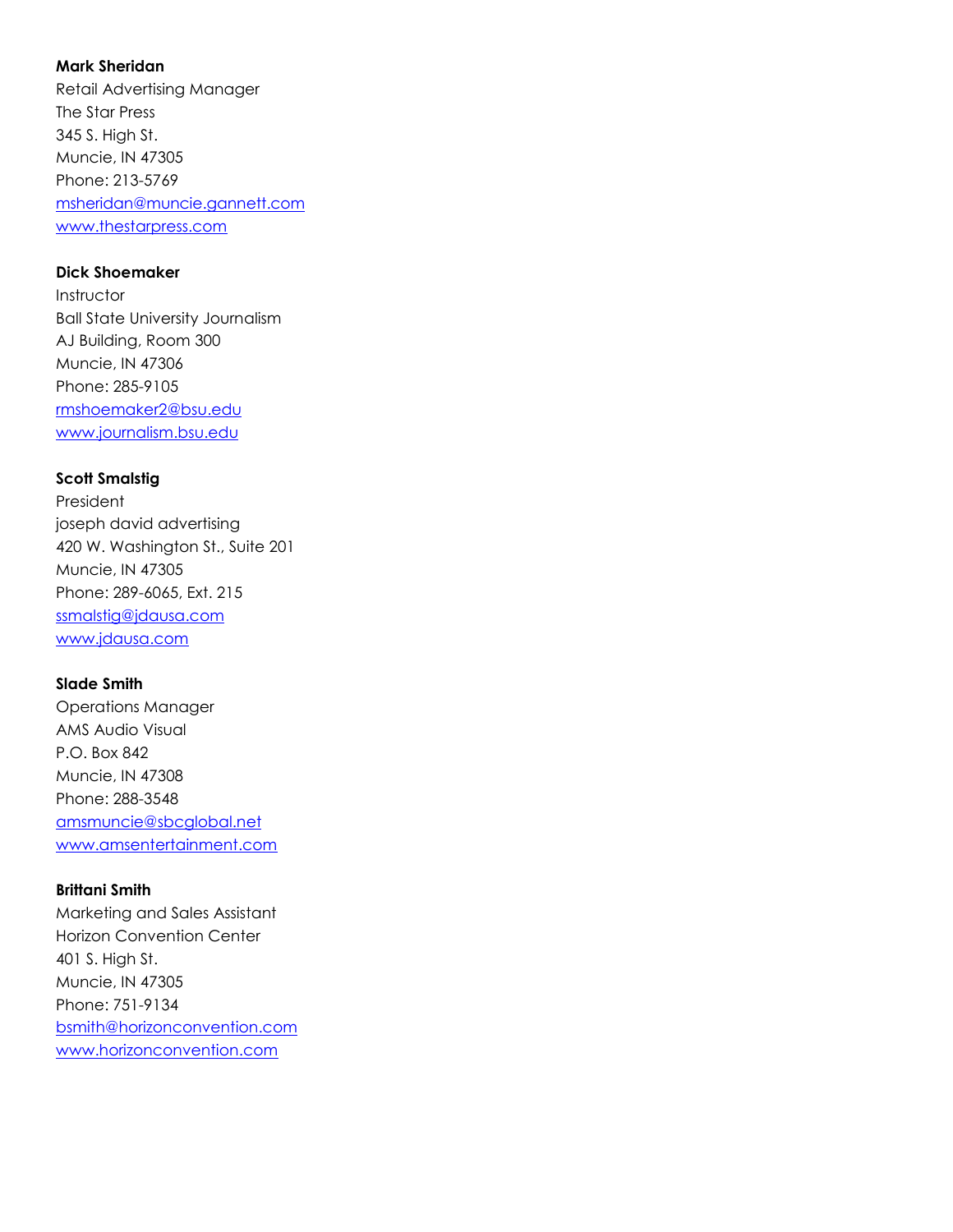**Mark Sheridan**
Retail Advertising Manager
The Star Press
345 S. High St.
Muncie, IN 47305
Phone: 213-5769
msheridan@muncie.gannett.com
www.thestarpress.com

**Dick Shoemaker**
Instructor
Ball State University Journalism
AJ Building, Room 300
Muncie, IN 47306
Phone: 285-9105
rmshoemaker2@bsu.edu
www.journalism.bsu.edu

**Scott Smalstig**
President
joseph david advertising
420 W. Washington St., Suite 201
Muncie, IN 47305
Phone: 289-6065, Ext. 215
ssmalstig@jdausa.com
www.jdausa.com

**Slade Smith**
Operations Manager
AMS Audio Visual
P.O. Box 842
Muncie, IN 47308
Phone: 288-3548
amsmuncie@sbcglobal.net
www.amsentertainment.com

**Brittani Smith**
Marketing and Sales Assistant
Horizon Convention Center
401 S. High St.
Muncie, IN 47305
Phone: 751-9134
bsmith@horizonconvention.com
www.horizonconvention.com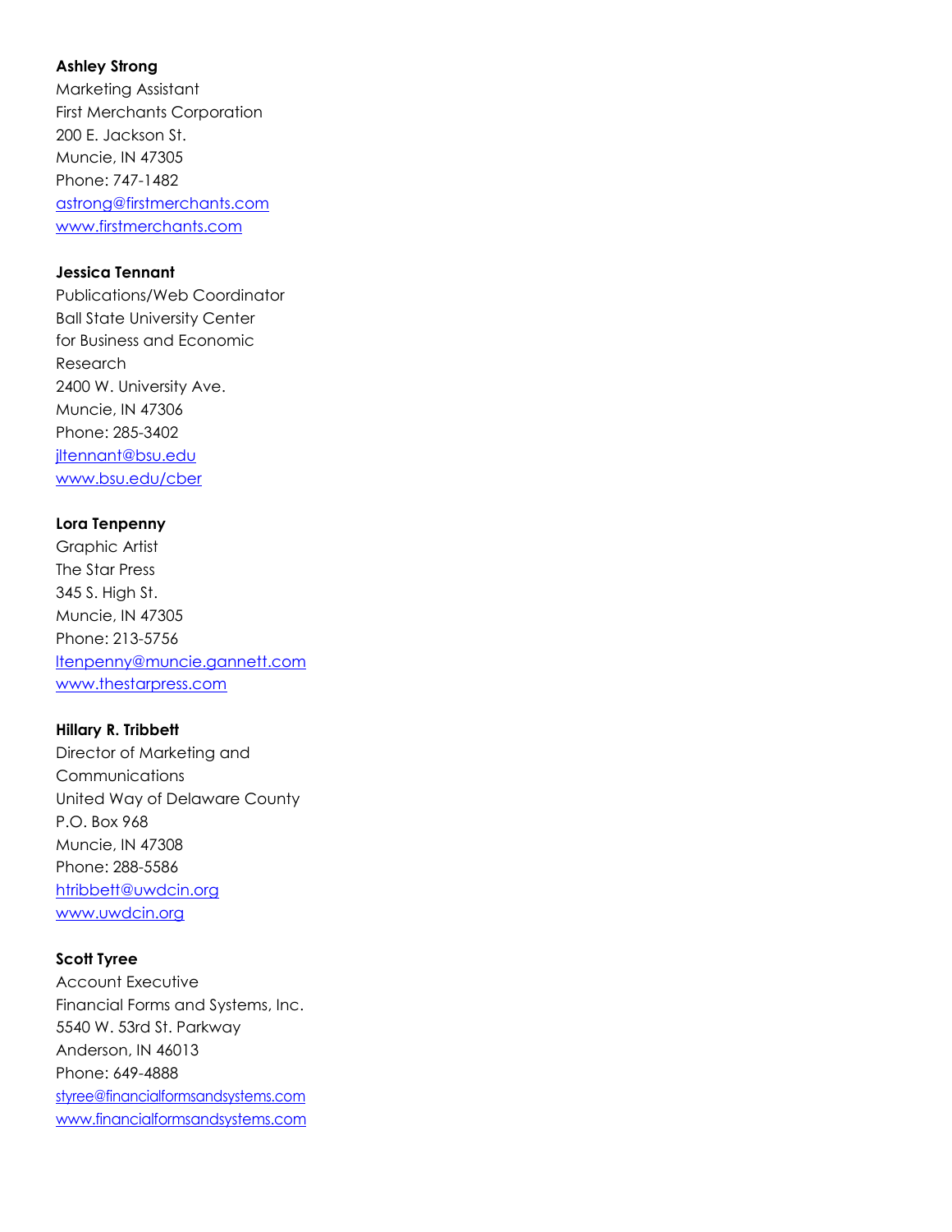**Ashley Strong**
Marketing Assistant
First Merchants Corporation
200 E. Jackson St.
Muncie, IN 47305
Phone: 747-1482
astrong@firstmerchants.com
www.firstmerchants.com

**Jessica Tennant**
Publications/Web Coordinator
Ball State University Center
for Business and Economic
Research
2400 W. University Ave.
Muncie, IN 47306
Phone: 285-3402
jltennant@bsu.edu
www.bsu.edu/cber

**Lora Tenpenny**
Graphic Artist
The Star Press
345 S. High St.
Muncie, IN 47305
Phone: 213-5756
ltenpenny@muncie.gannett.com
www.thestarpress.com

**Hillary R. Tribbett**
Director of Marketing and
Communications
United Way of Delaware County
P.O. Box 968
Muncie, IN 47308
Phone: 288-5586
htribbett@uwdcin.org
www.uwdcin.org

**Scott Tyree**
Account Executive
Financial Forms and Systems, Inc.
5540 W. 53rd St. Parkway
Anderson, IN 46013
Phone: 649-4888
styree@financialformsandsystems.com
www.financialformsandsystems.com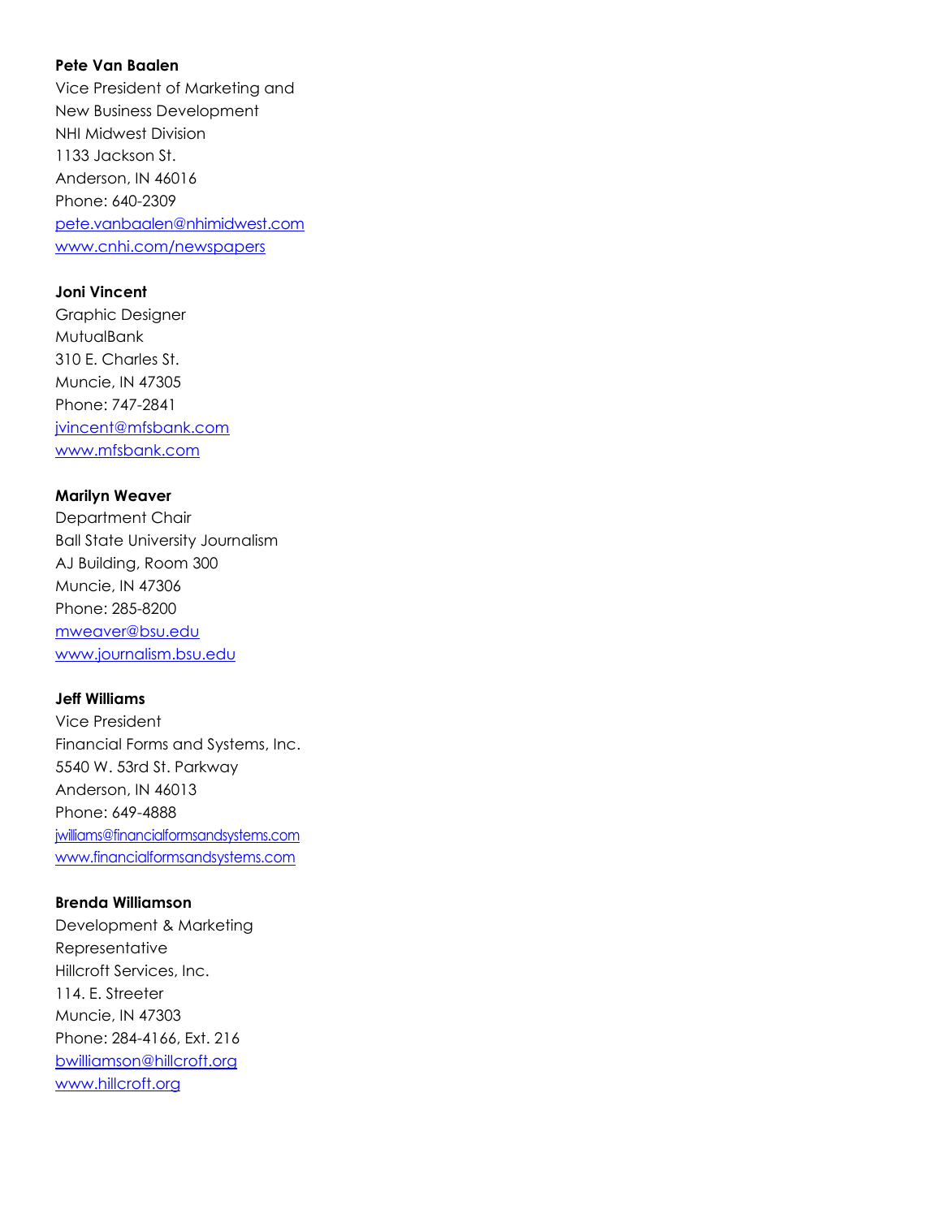**Pete Van Baalen**
Vice President of Marketing and
New Business Development
NHI Midwest Division
1133 Jackson St.
Anderson, IN 46016
Phone: 640-2309
pete.vanbaalen@nhimidwest.com
www.cnhi.com/newspapers

**Joni Vincent**
Graphic Designer
MutualBank
310 E. Charles St.
Muncie, IN 47305
Phone: 747-2841
jvincent@mfsbank.com
www.mfsbank.com

**Marilyn Weaver**
Department Chair
Ball State University Journalism
AJ Building, Room 300
Muncie, IN 47306
Phone: 285-8200
mweaver@bsu.edu
www.journalism.bsu.edu

**Jeff Williams**
Vice President
Financial Forms and Systems, Inc.
5540 W. 53rd St. Parkway
Anderson, IN 46013
Phone: 649-4888
jwilliams@financialformsandsystems.com
www.financialformsandsystems.com

**Brenda Williamson**
Development & Marketing
Representative
Hillcroft Services, Inc.
114. E. Streeter
Muncie, IN 47303
Phone: 284-4166, Ext. 216
bwilliamson@hillcroft.org
www.hillcroft.org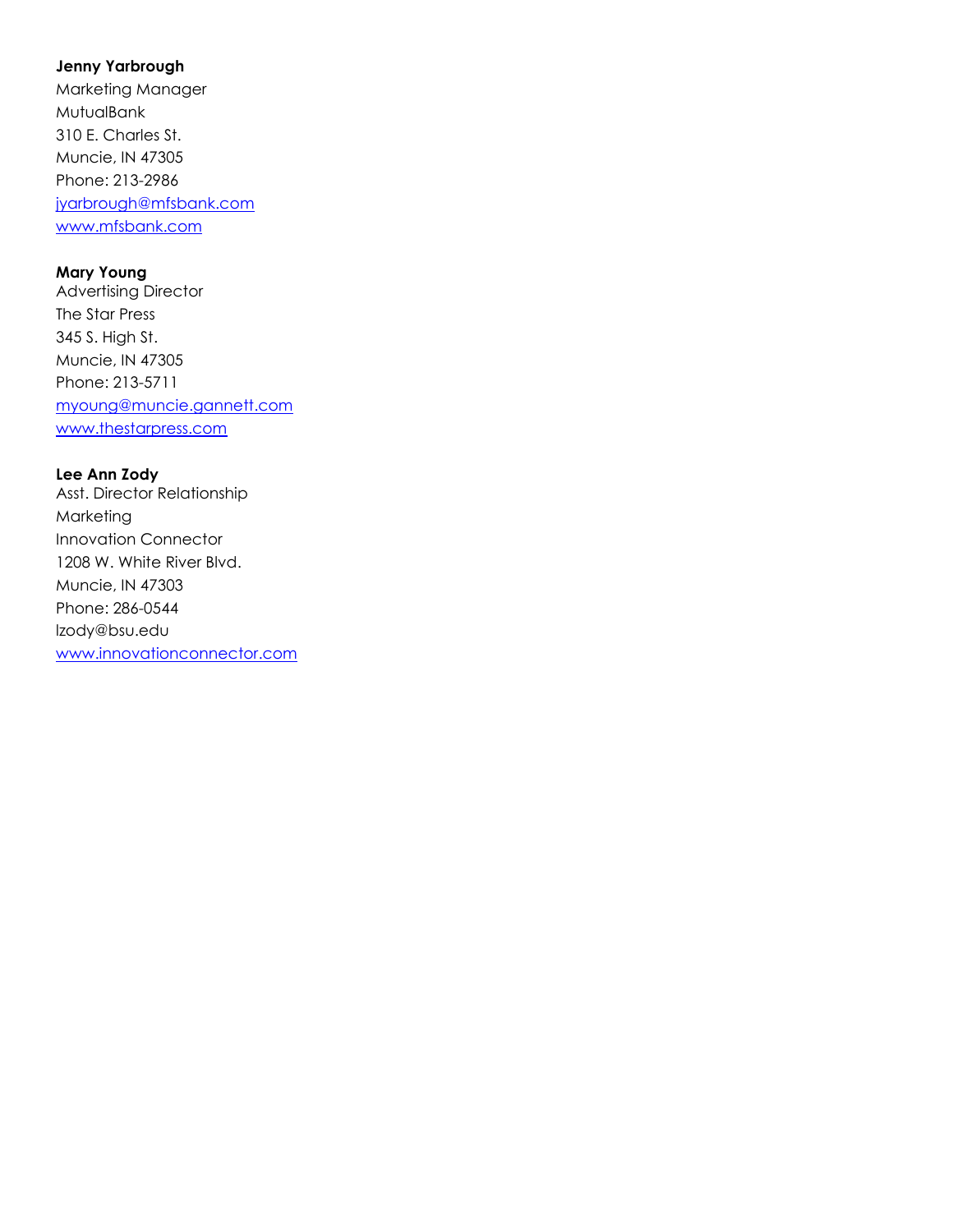**Jenny Yarbrough**
Marketing Manager
MutualBank
310 E. Charles St.
Muncie, IN 47305
Phone: 213-2986
jyarbrough@mfsbank.com
www.mfsbank.com

**Mary Young**
Advertising Director
The Star Press
345 S. High St.
Muncie, IN 47305
Phone: 213-5711
myoung@muncie.gannett.com
www.thestarpress.com

**Lee Ann Zody**
Asst. Director Relationship Marketing
Innovation Connector
1208 W. White River Blvd.
Muncie, IN 47303
Phone: 286-0544
lzody@bsu.edu
www.innovationconnector.com